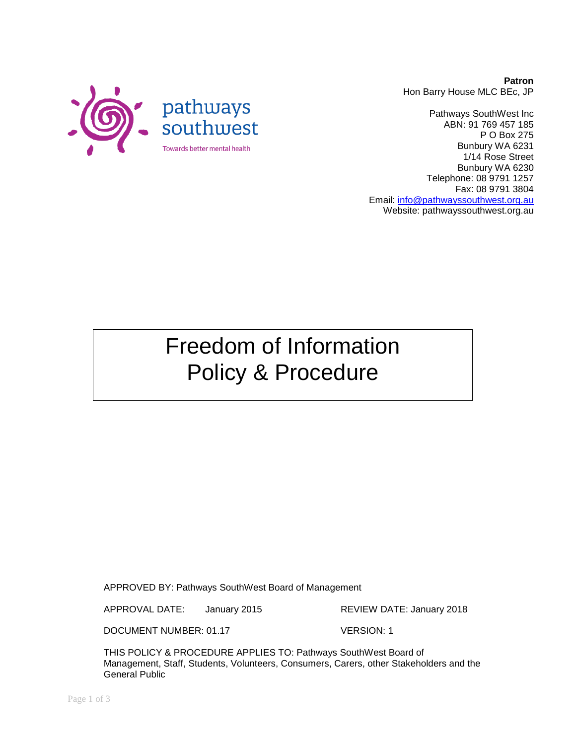pathways southwest

Towards better mental health

**Patron**
Hon Barry House MLC BEc, JP

Pathways SouthWest Inc
ABN: 91 769 457 185
P O Box 275
Bunbury WA 6231
1/14 Rose Street
Bunbury WA 6230
Telephone: 08 9791 1257
Fax: 08 9791 3804
Email: info@pathwayssouthwest.org.au
Website: pathwayssouthwest.org.au

# Freedom of Information Policy & Procedure

APPROVED BY: Pathways SouthWest Board of Management

APPROVAL DATE: January 2015 REVIEW DATE: January 2018

DOCUMENT NUMBER: 01.17 VERSION: 1

THIS POLICY & PROCEDURE APPLIES TO: Pathways SouthWest Board of Management, Staff, Students, Volunteers, Consumers, Carers, other Stakeholders and the General Public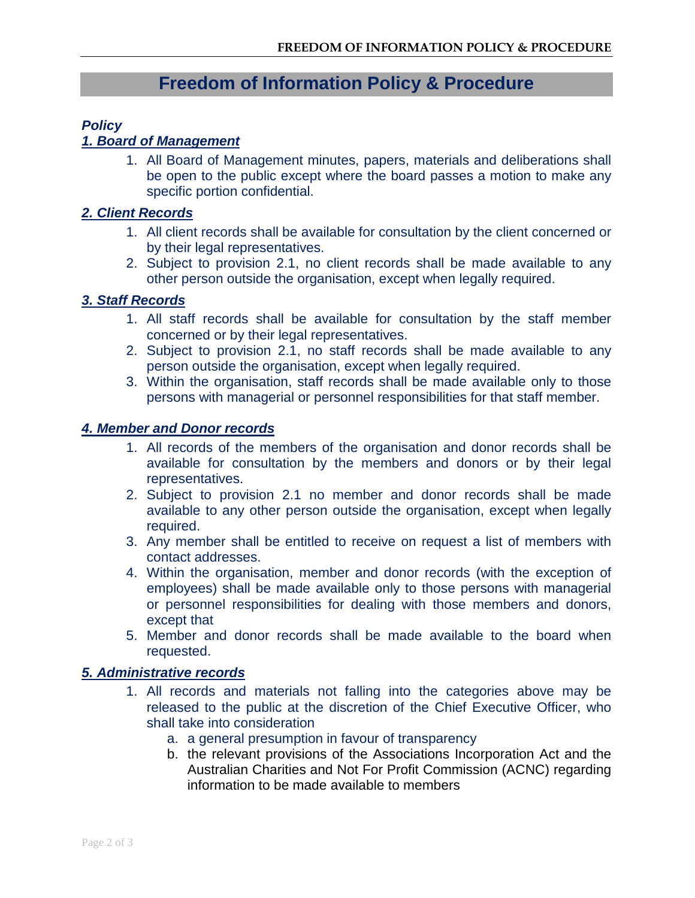# Freedom of Information Policy & Procedure

***Policy***

***1. Board of Management***

1. All Board of Management minutes, papers, materials and deliberations shall be open to the public except where the board passes a motion to make any specific portion confidential.

***2. Client Records***

1. All client records shall be available for consultation by the client concerned or by their legal representatives.
2. Subject to provision 2.1, no client records shall be made available to any other person outside the organisation, except when legally required.

***3. Staff Records***

1. All staff records shall be available for consultation by the staff member concerned or by their legal representatives.
2. Subject to provision 2.1, no staff records shall be made available to any person outside the organisation, except when legally required.
3. Within the organisation, staff records shall be made available only to those persons with managerial or personnel responsibilities for that staff member.

***4. Member and Donor records***

1. All records of the members of the organisation and donor records shall be available for consultation by the members and donors or by their legal representatives.
2. Subject to provision 2.1 no member and donor records shall be made available to any other person outside the organisation, except when legally required.
3. Any member shall be entitled to receive on request a list of members with contact addresses.
4. Within the organisation, member and donor records (with the exception of employees) shall be made available only to those persons with managerial or personnel responsibilities for dealing with those members and donors, except that
5. Member and donor records shall be made available to the board when requested.

***5. Administrative records***

1. All records and materials not falling into the categories above may be released to the public at the discretion of the Chief Executive Officer, who shall take into consideration
   a. a general presumption in favour of transparency
   b. the relevant provisions of the Associations Incorporation Act and the Australian Charities and Not For Profit Commission (ACNC) regarding information to be made available to members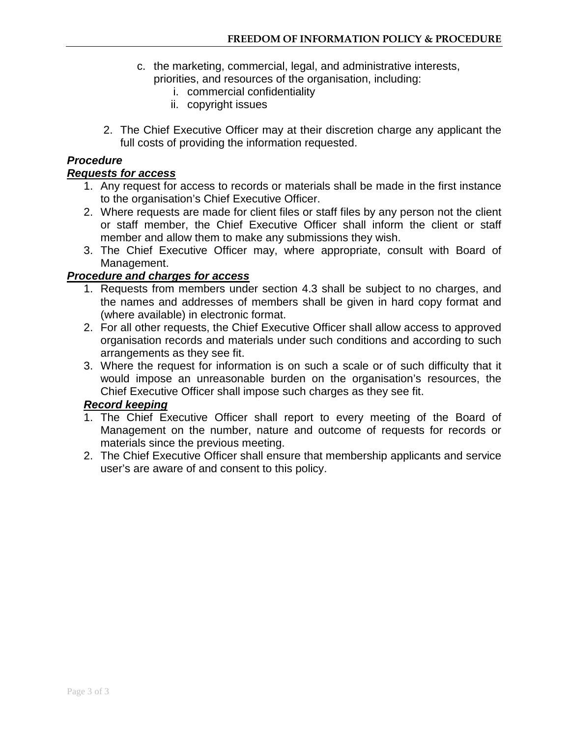c. the marketing, commercial, legal, and administrative interests, priorities, and resources of the organisation, including:
      i. commercial confidentiality
      ii. copyright issues

2. The Chief Executive Officer may at their discretion charge any applicant the full costs of providing the information requested.

***Procedure***

***Requests for access***

1. Any request for access to records or materials shall be made in the first instance to the organisation's Chief Executive Officer.
2. Where requests are made for client files or staff files by any person not the client or staff member, the Chief Executive Officer shall inform the client or staff member and allow them to make any submissions they wish.
3. The Chief Executive Officer may, where appropriate, consult with Board of Management.

***Procedure and charges for access***

1. Requests from members under section 4.3 shall be subject to no charges, and the names and addresses of members shall be given in hard copy format and (where available) in electronic format.
2. For all other requests, the Chief Executive Officer shall allow access to approved organisation records and materials under such conditions and according to such arrangements as they see fit.
3. Where the request for information is on such a scale or of such difficulty that it would impose an unreasonable burden on the organisation's resources, the Chief Executive Officer shall impose such charges as they see fit.

***Record keeping***

1. The Chief Executive Officer shall report to every meeting of the Board of Management on the number, nature and outcome of requests for records or materials since the previous meeting.
2. The Chief Executive Officer shall ensure that membership applicants and service user's are aware of and consent to this policy.